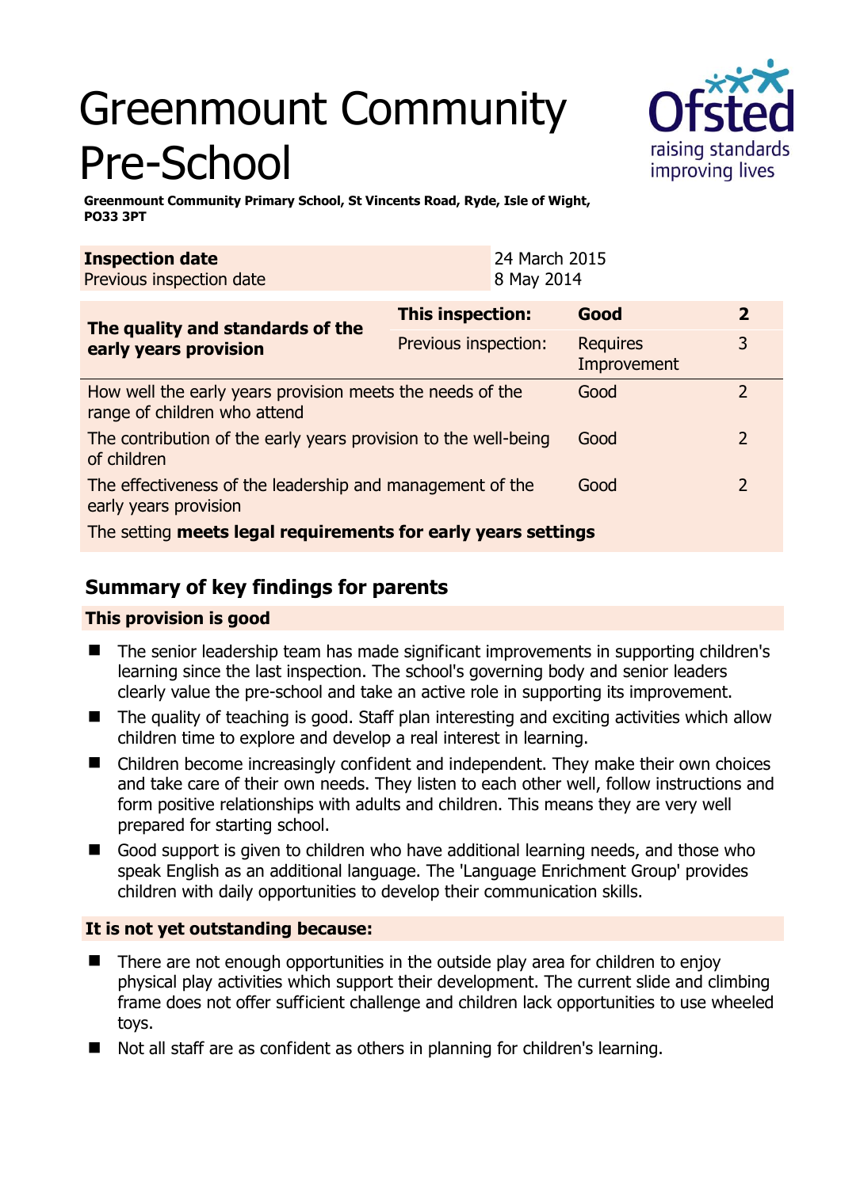# Greenmount Community Pre-School

**Greenmount Community Primary School, St Vincents Road, Ryde, Isle of Wight, PO33 3PT**

| **Inspection date** | 24 March 2015 |
|---|---|
| Previous inspection date | 8 May 2014 |

| **The quality and standards of the early years provision** | **This inspection:** | **Good** | **2** |
|---|---|---|---|
| | Previous inspection: | Requires Improvement | 3 |
| How well the early years provision meets the needs of the range of children who attend | | Good | 2 |
| The contribution of the early years provision to the well-being of children | | Good | 2 |
| The effectiveness of the leadership and management of the early years provision | | Good | 2 |
| The setting **meets legal requirements for early years settings** | | | |

## Summary of key findings for parents

### This provision is good

- The senior leadership team has made significant improvements in supporting children's learning since the last inspection. The school's governing body and senior leaders clearly value the pre-school and take an active role in supporting its improvement.
- The quality of teaching is good. Staff plan interesting and exciting activities which allow children time to explore and develop a real interest in learning.
- Children become increasingly confident and independent. They make their own choices and take care of their own needs. They listen to each other well, follow instructions and form positive relationships with adults and children. This means they are very well prepared for starting school.
- Good support is given to children who have additional learning needs, and those who speak English as an additional language. The 'Language Enrichment Group' provides children with daily opportunities to develop their communication skills.

### It is not yet outstanding because:

- There are not enough opportunities in the outside play area for children to enjoy physical play activities which support their development. The current slide and climbing frame does not offer sufficient challenge and children lack opportunities to use wheeled toys.
- Not all staff are as confident as others in planning for children's learning.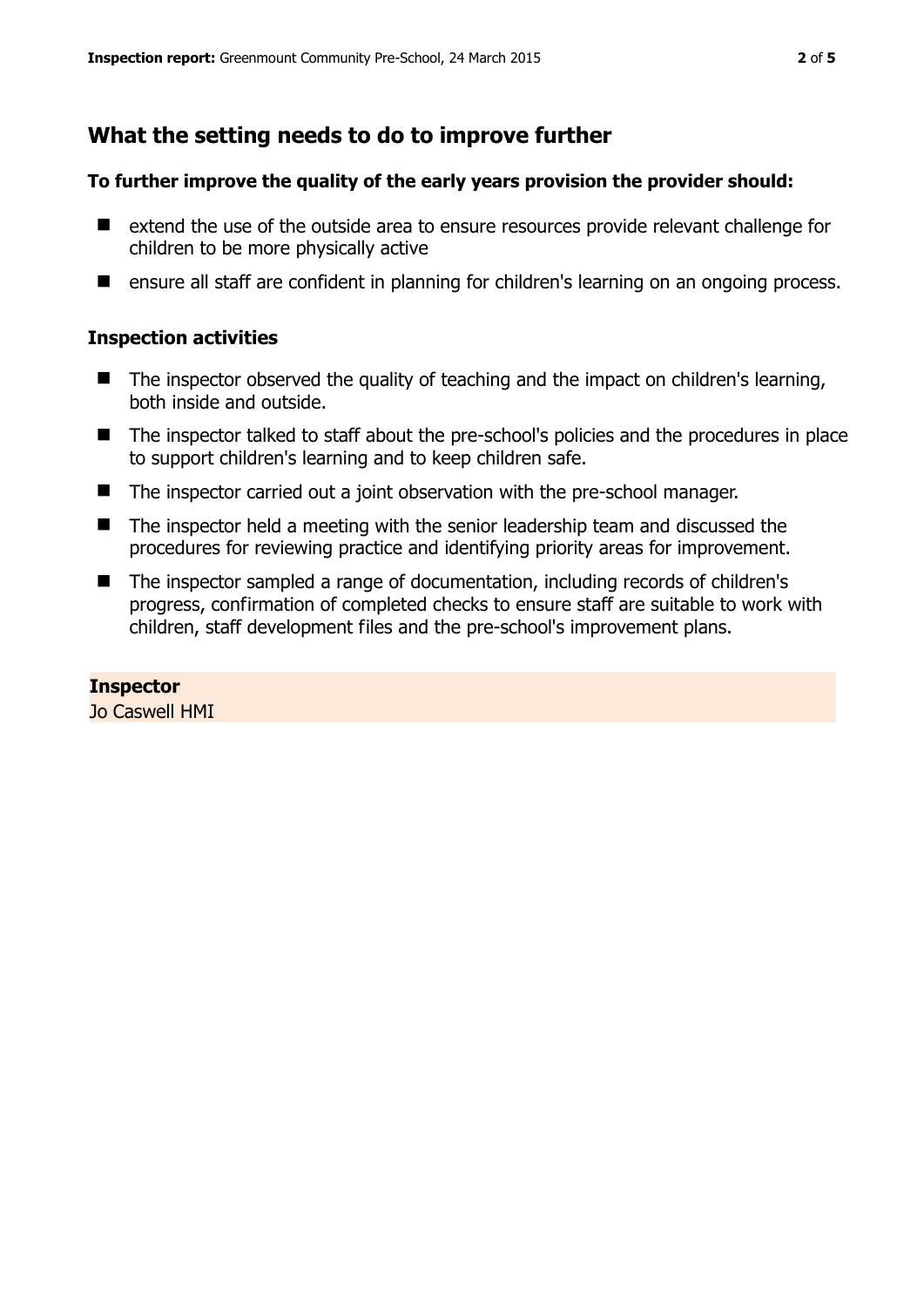## What the setting needs to do to improve further

**To further improve the quality of the early years provision the provider should:**

- extend the use of the outside area to ensure resources provide relevant challenge for children to be more physically active
- ensure all staff are confident in planning for children's learning on an ongoing process.

### Inspection activities

- The inspector observed the quality of teaching and the impact on children's learning, both inside and outside.
- The inspector talked to staff about the pre-school's policies and the procedures in place to support children's learning and to keep children safe.
- The inspector carried out a joint observation with the pre-school manager.
- The inspector held a meeting with the senior leadership team and discussed the procedures for reviewing practice and identifying priority areas for improvement.
- The inspector sampled a range of documentation, including records of children's progress, confirmation of completed checks to ensure staff are suitable to work with children, staff development files and the pre-school's improvement plans.

**Inspector**
Jo Caswell HMI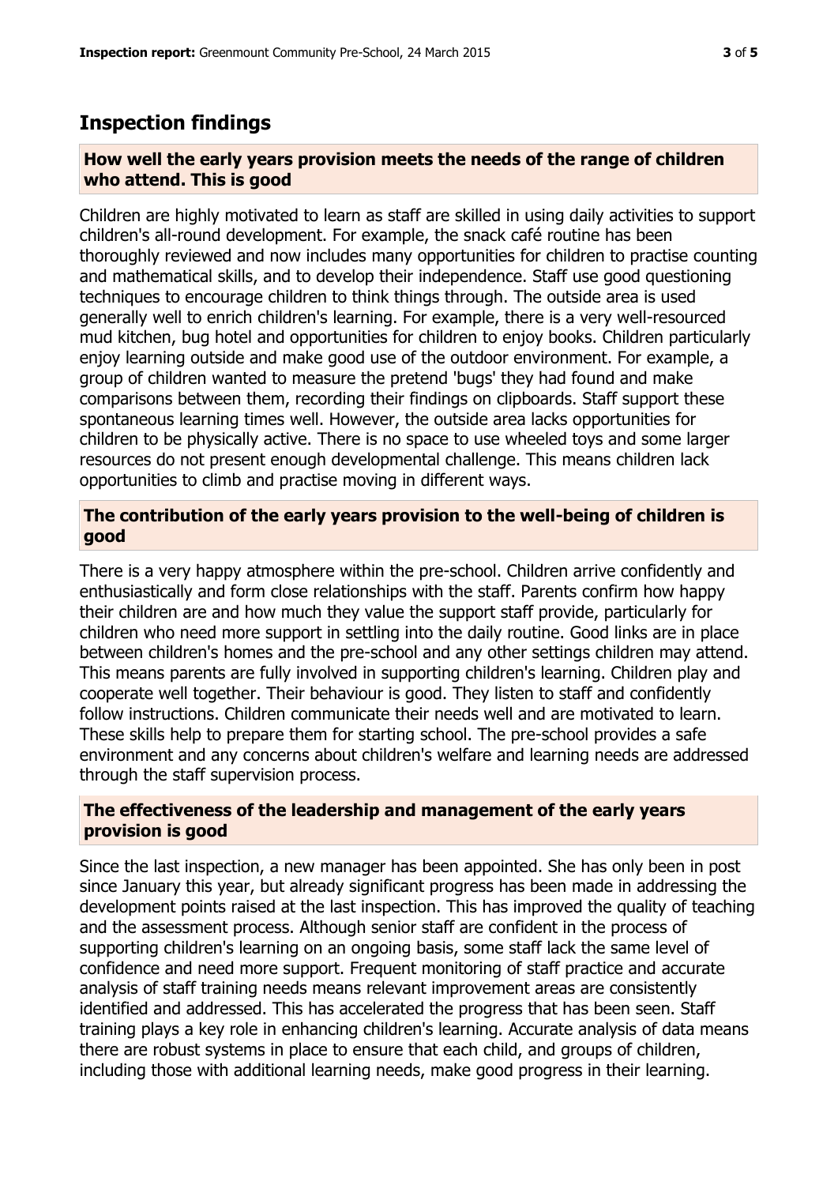## Inspection findings

### How well the early years provision meets the needs of the range of children who attend. This is good

Children are highly motivated to learn as staff are skilled in using daily activities to support children's all-round development. For example, the snack café routine has been thoroughly reviewed and now includes many opportunities for children to practise counting and mathematical skills, and to develop their independence. Staff use good questioning techniques to encourage children to think things through. The outside area is used generally well to enrich children's learning. For example, there is a very well-resourced mud kitchen, bug hotel and opportunities for children to enjoy books. Children particularly enjoy learning outside and make good use of the outdoor environment. For example, a group of children wanted to measure the pretend 'bugs' they had found and make comparisons between them, recording their findings on clipboards. Staff support these spontaneous learning times well. However, the outside area lacks opportunities for children to be physically active. There is no space to use wheeled toys and some larger resources do not present enough developmental challenge. This means children lack opportunities to climb and practise moving in different ways.

### The contribution of the early years provision to the well-being of children is good

There is a very happy atmosphere within the pre-school. Children arrive confidently and enthusiastically and form close relationships with the staff. Parents confirm how happy their children are and how much they value the support staff provide, particularly for children who need more support in settling into the daily routine. Good links are in place between children's homes and the pre-school and any other settings children may attend. This means parents are fully involved in supporting children's learning. Children play and cooperate well together. Their behaviour is good. They listen to staff and confidently follow instructions. Children communicate their needs well and are motivated to learn. These skills help to prepare them for starting school. The pre-school provides a safe environment and any concerns about children's welfare and learning needs are addressed through the staff supervision process.

### The effectiveness of the leadership and management of the early years provision is good

Since the last inspection, a new manager has been appointed. She has only been in post since January this year, but already significant progress has been made in addressing the development points raised at the last inspection. This has improved the quality of teaching and the assessment process. Although senior staff are confident in the process of supporting children's learning on an ongoing basis, some staff lack the same level of confidence and need more support. Frequent monitoring of staff practice and accurate analysis of staff training needs means relevant improvement areas are consistently identified and addressed. This has accelerated the progress that has been seen. Staff training plays a key role in enhancing children's learning. Accurate analysis of data means there are robust systems in place to ensure that each child, and groups of children, including those with additional learning needs, make good progress in their learning.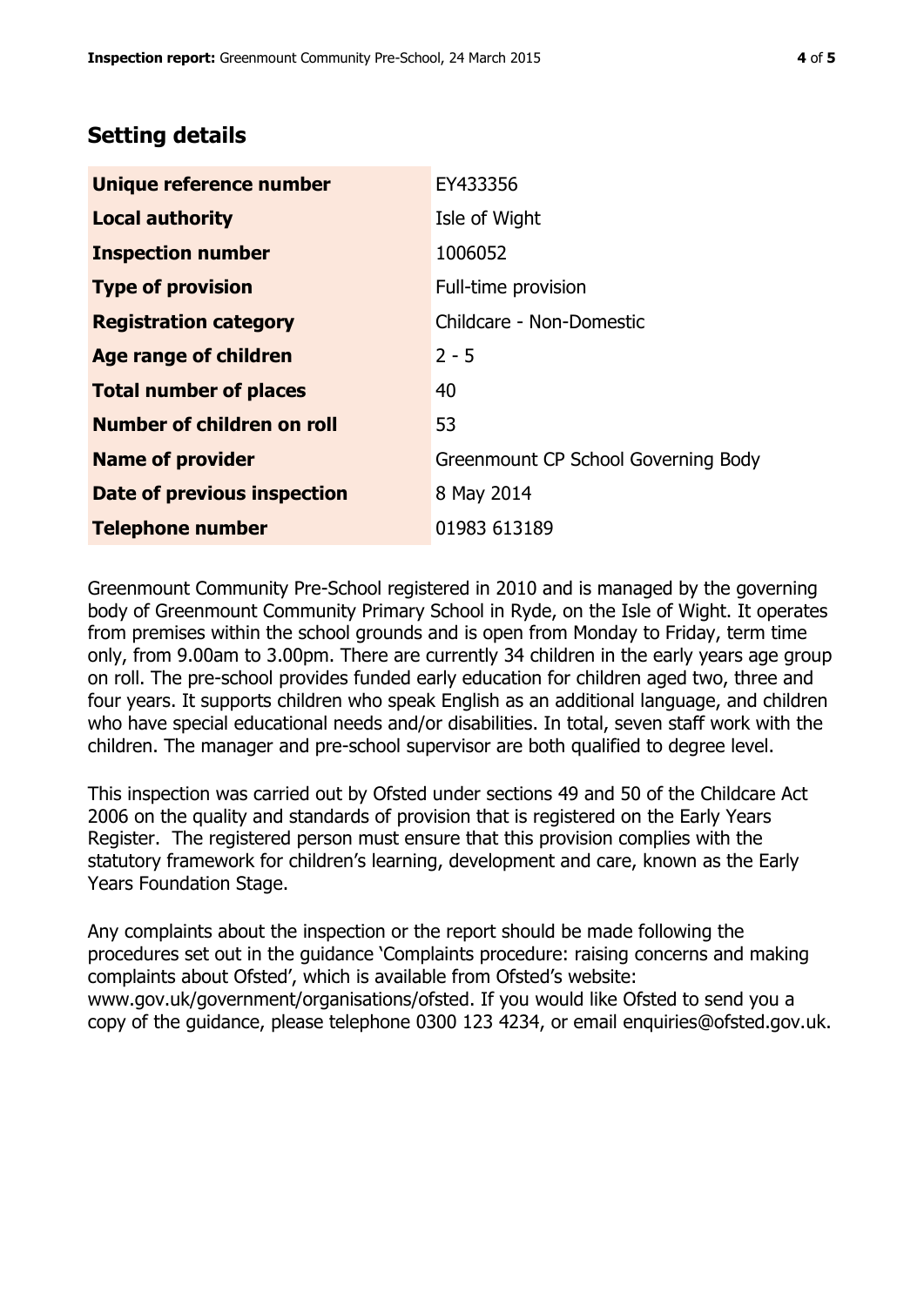## Setting details

| | |
|---|---|
| **Unique reference number** | EY433356 |
| **Local authority** | Isle of Wight |
| **Inspection number** | 1006052 |
| **Type of provision** | Full-time provision |
| **Registration category** | Childcare - Non-Domestic |
| **Age range of children** | 2 - 5 |
| **Total number of places** | 40 |
| **Number of children on roll** | 53 |
| **Name of provider** | Greenmount CP School Governing Body |
| **Date of previous inspection** | 8 May 2014 |
| **Telephone number** | 01983 613189 |

Greenmount Community Pre-School registered in 2010 and is managed by the governing body of Greenmount Community Primary School in Ryde, on the Isle of Wight. It operates from premises within the school grounds and is open from Monday to Friday, term time only, from 9.00am to 3.00pm. There are currently 34 children in the early years age group on roll. The pre-school provides funded early education for children aged two, three and four years. It supports children who speak English as an additional language, and children who have special educational needs and/or disabilities. In total, seven staff work with the children. The manager and pre-school supervisor are both qualified to degree level.

This inspection was carried out by Ofsted under sections 49 and 50 of the Childcare Act 2006 on the quality and standards of provision that is registered on the Early Years Register. The registered person must ensure that this provision complies with the statutory framework for children's learning, development and care, known as the Early Years Foundation Stage.

Any complaints about the inspection or the report should be made following the procedures set out in the guidance 'Complaints procedure: raising concerns and making complaints about Ofsted', which is available from Ofsted's website: www.gov.uk/government/organisations/ofsted. If you would like Ofsted to send you a copy of the guidance, please telephone 0300 123 4234, or email enquiries@ofsted.gov.uk.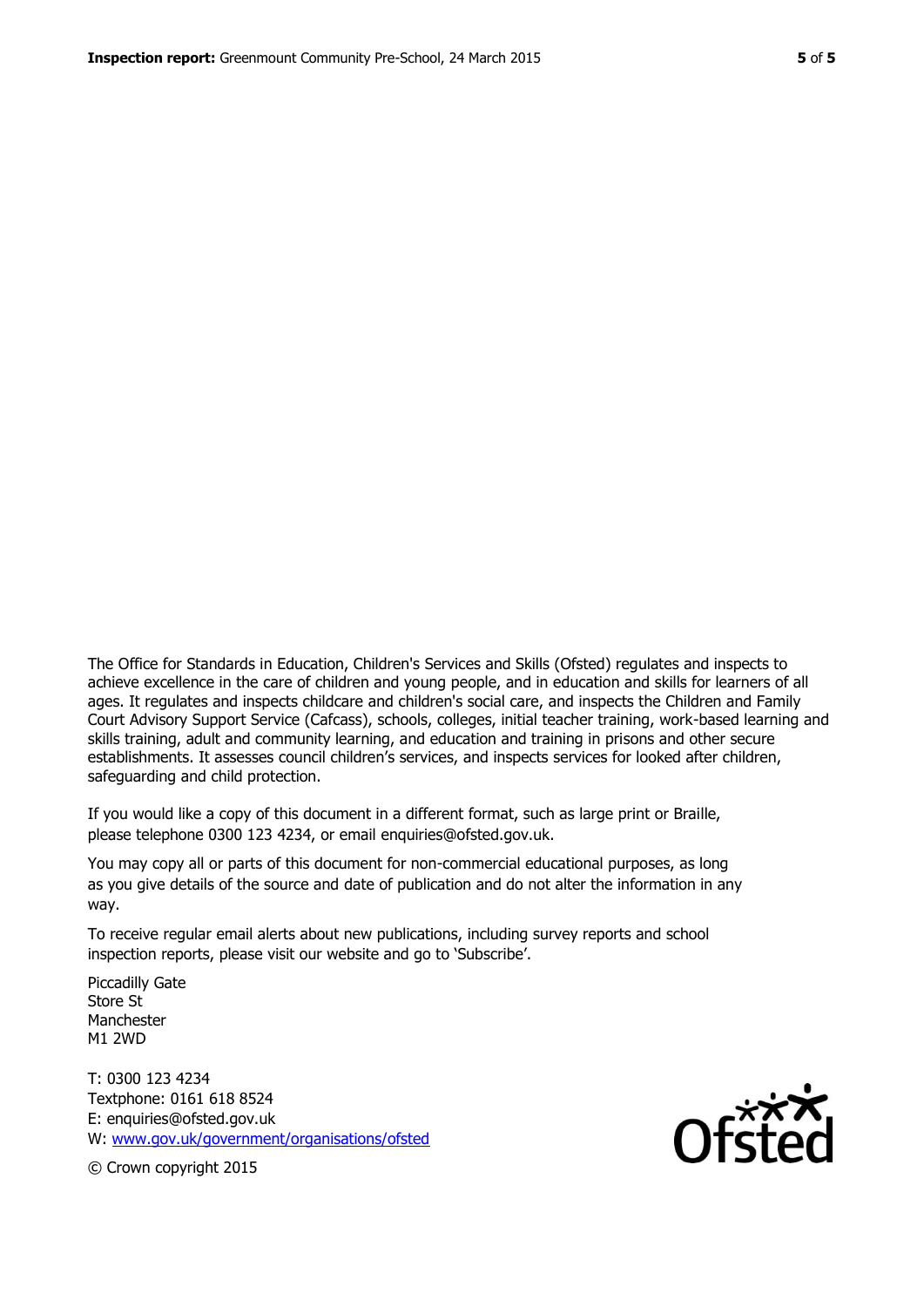The Office for Standards in Education, Children's Services and Skills (Ofsted) regulates and inspects to achieve excellence in the care of children and young people, and in education and skills for learners of all ages. It regulates and inspects childcare and children's social care, and inspects the Children and Family Court Advisory Support Service (Cafcass), schools, colleges, initial teacher training, work-based learning and skills training, adult and community learning, and education and training in prisons and other secure establishments. It assesses council children's services, and inspects services for looked after children, safeguarding and child protection.

If you would like a copy of this document in a different format, such as large print or Braille, please telephone 0300 123 4234, or email enquiries@ofsted.gov.uk.

You may copy all or parts of this document for non-commercial educational purposes, as long as you give details of the source and date of publication and do not alter the information in any way.

To receive regular email alerts about new publications, including survey reports and school inspection reports, please visit our website and go to 'Subscribe'.

Piccadilly Gate
Store St
Manchester
M1 2WD

T: 0300 123 4234
Textphone: 0161 618 8524
E: enquiries@ofsted.gov.uk
W: [www.gov.uk/government/organisations/ofsted](www.gov.uk/government/organisations/ofsted)

© Crown copyright 2015